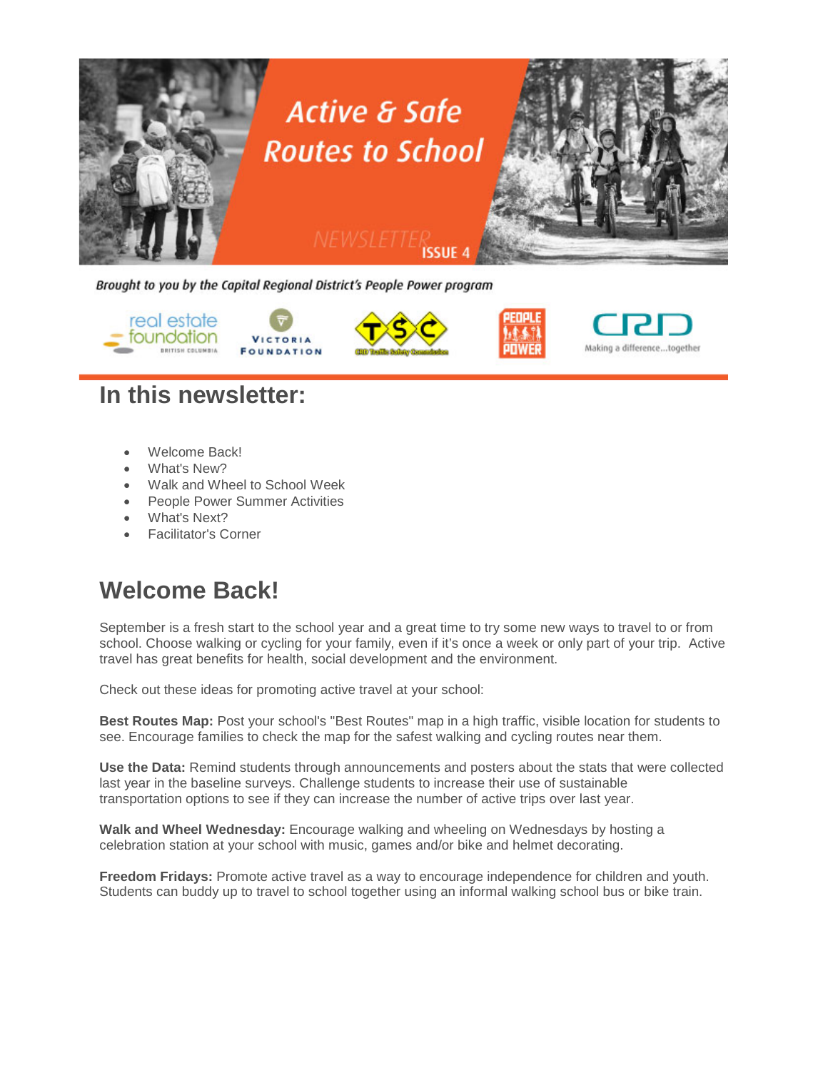# Active & Safe Routes to School

NEWSLETTER ISSUE 4

*Brought to you by the Capital Regional District's People Power program*

real estate foundation BRITISH COLUMBIA · VICTORIA FOUNDATION · TSC CRD Traffic Safety Commission · PEOPLE POWER · CRD Making a difference...together

## In this newsletter:

- Welcome Back!
- What's New?
- Walk and Wheel to School Week
- People Power Summer Activities
- What's Next?
- Facilitator's Corner

## Welcome Back!

September is a fresh start to the school year and a great time to try some new ways to travel to or from school. Choose walking or cycling for your family, even if it's once a week or only part of your trip. Active travel has great benefits for health, social development and the environment.

Check out these ideas for promoting active travel at your school:

**Best Routes Map:** Post your school's "Best Routes" map in a high traffic, visible location for students to see. Encourage families to check the map for the safest walking and cycling routes near them.

**Use the Data:** Remind students through announcements and posters about the stats that were collected last year in the baseline surveys. Challenge students to increase their use of sustainable transportation options to see if they can increase the number of active trips over last year.

**Walk and Wheel Wednesday:** Encourage walking and wheeling on Wednesdays by hosting a celebration station at your school with music, games and/or bike and helmet decorating.

**Freedom Fridays:** Promote active travel as a way to encourage independence for children and youth. Students can buddy up to travel to school together using an informal walking school bus or bike train.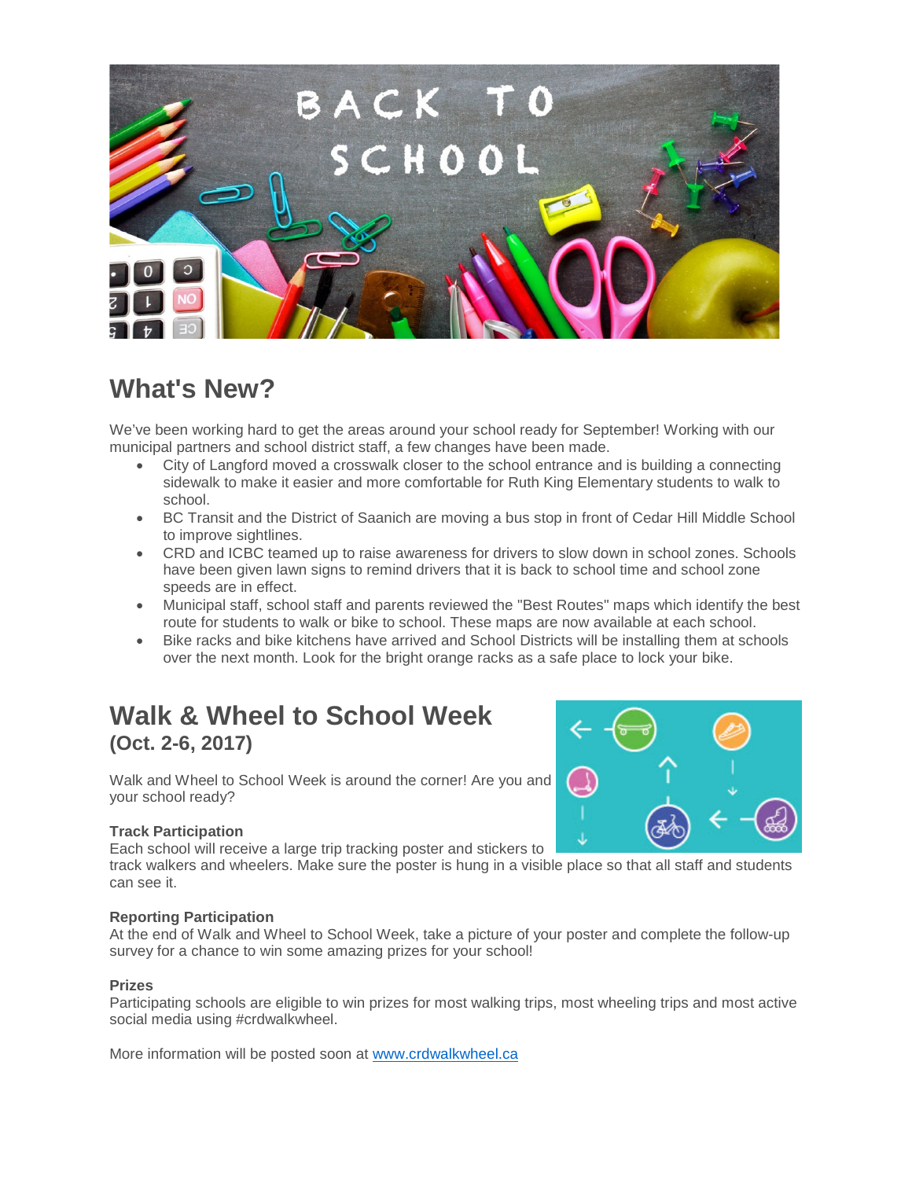## What's New?

We've been working hard to get the areas around your school ready for September! Working with our municipal partners and school district staff, a few changes have been made.

- City of Langford moved a crosswalk closer to the school entrance and is building a connecting sidewalk to make it easier and more comfortable for Ruth King Elementary students to walk to school.
- BC Transit and the District of Saanich are moving a bus stop in front of Cedar Hill Middle School to improve sightlines.
- CRD and ICBC teamed up to raise awareness for drivers to slow down in school zones. Schools have been given lawn signs to remind drivers that it is back to school time and school zone speeds are in effect.
- Municipal staff, school staff and parents reviewed the "Best Routes" maps which identify the best route for students to walk or bike to school. These maps are now available at each school.
- Bike racks and bike kitchens have arrived and School Districts will be installing them at schools over the next month. Look for the bright orange racks as a safe place to lock your bike.

## Walk & Wheel to School Week

### (Oct. 2-6, 2017)

Walk and Wheel to School Week is around the corner! Are you and your school ready?

**Track Participation**
Each school will receive a large trip tracking poster and stickers to track walkers and wheelers. Make sure the poster is hung in a visible place so that all staff and students can see it.

**Reporting Participation**
At the end of Walk and Wheel to School Week, take a picture of your poster and complete the follow-up survey for a chance to win some amazing prizes for your school!

**Prizes**
Participating schools are eligible to win prizes for most walking trips, most wheeling trips and most active social media using #crdwalkwheel.

More information will be posted soon at [www.crdwalkwheel.ca](http://www.crdwalkwheel.ca)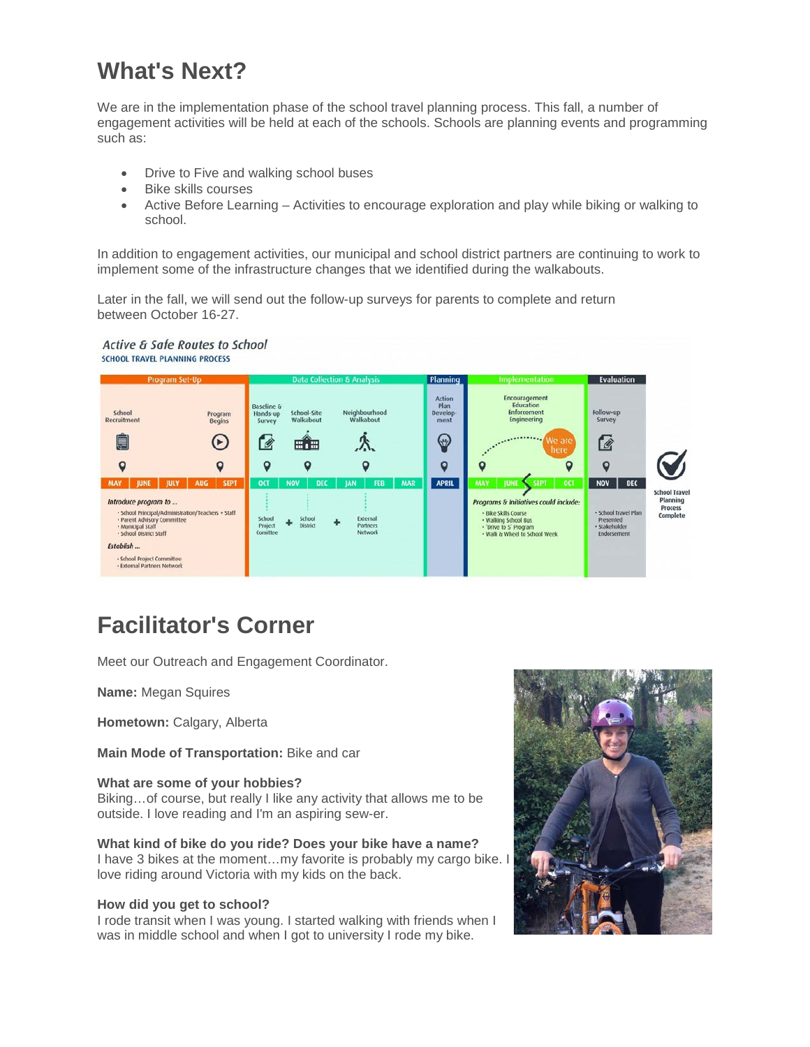# What's Next?

We are in the implementation phase of the school travel planning process. This fall, a number of engagement activities will be held at each of the schools. Schools are planning events and programming such as:

- Drive to Five and walking school buses
- Bike skills courses
- Active Before Learning – Activities to encourage exploration and play while biking or walking to school.

In addition to engagement activities, our municipal and school district partners are continuing to work to implement some of the infrastructure changes that we identified during the walkabouts.

Later in the fall, we will send out the follow-up surveys for parents to complete and return between October 16-27.

# Facilitator's Corner

Meet our Outreach and Engagement Coordinator.

**Name:** Megan Squires

**Hometown:** Calgary, Alberta

**Main Mode of Transportation:** Bike and car

**What are some of your hobbies?**
Biking…of course, but really I like any activity that allows me to be outside. I love reading and I'm an aspiring sew-er.

**What kind of bike do you ride? Does your bike have a name?**
I have 3 bikes at the moment…my favorite is probably my cargo bike. I love riding around Victoria with my kids on the back.

**How did you get to school?**
I rode transit when I was young. I started walking with friends when I was in middle school and when I got to university I rode my bike.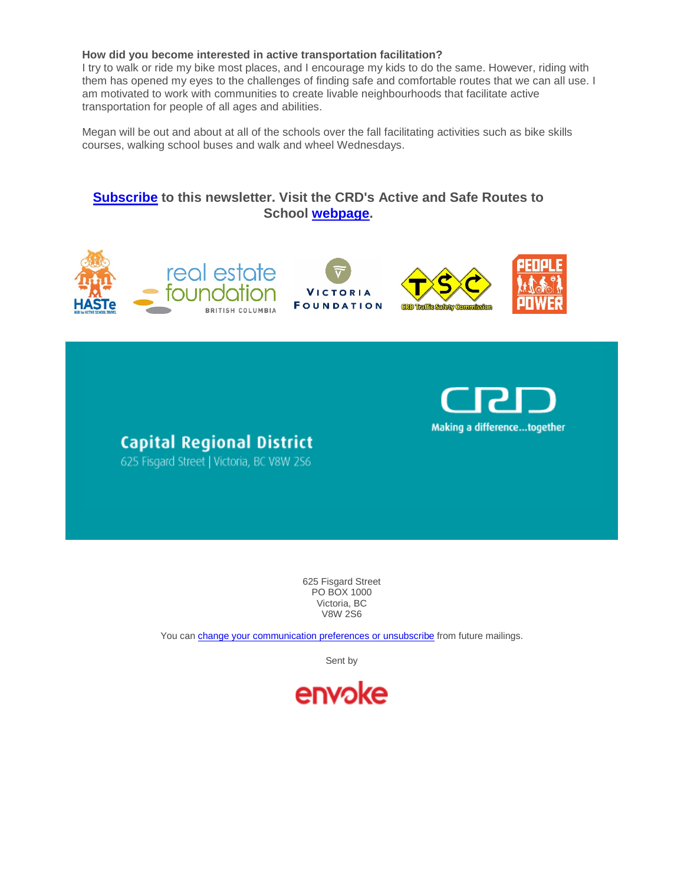**How did you become interested in active transportation facilitation?**
I try to walk or ride my bike most places, and I encourage my kids to do the same. However, riding with them has opened my eyes to the challenges of finding safe and comfortable routes that we can all use. I am motivated to work with communities to create livable neighbourhoods that facilitate active transportation for people of all ages and abilities.

Megan will be out and about at all of the schools over the fall facilitating activities such as bike skills courses, walking school buses and walk and wheel Wednesdays.

**Subscribe to this newsletter. Visit the CRD's Active and Safe Routes to School webpage.**

HASTe HUB for ACTIVE SCHOOL TRAVEL

real estate foundation BRITISH COLUMBIA

VICTORIA FOUNDATION

TSC CRD Traffic Safety Commission

PEOPLE POWER

Capital Regional District
625 Fisgard Street | Victoria, BC V8W 2S6

CRD
Making a difference...together

625 Fisgard Street
PO BOX 1000
Victoria, BC
V8W 2S6

You can change your communication preferences or unsubscribe from future mailings.

Sent by

envoke